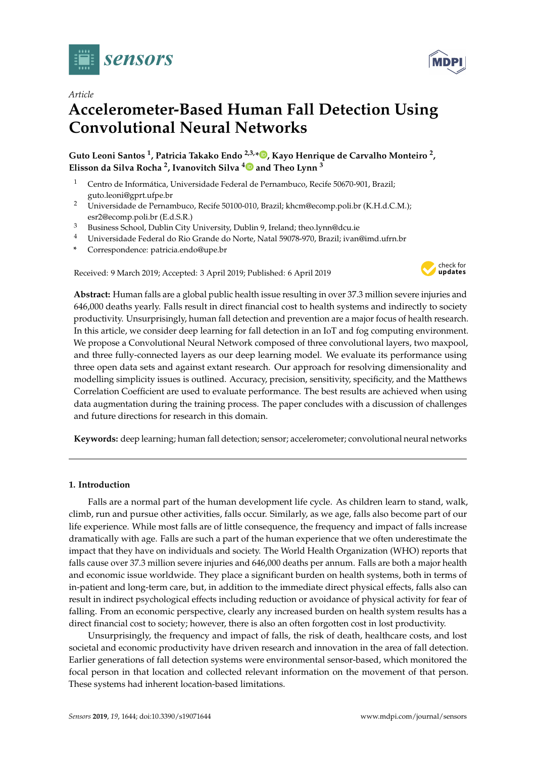*Article*

# Accelerometer-Based Human Fall Detection Using Convolutional Neural Networks

**Guto Leoni Santos [1], Patricia Takako Endo [2,3,*], Kayo Henrique de Carvalho Monteiro [2], Elisson da Silva Rocha [2], Ivanovitch Silva [4] and Theo Lynn [3]**

1. Centro de Informática, Universidade Federal de Pernambuco, Recife 50670-901, Brazil; guto.leoni@gprt.ufpe.br
2. Universidade de Pernambuco, Recife 50100-010, Brazil; khcm@ecomp.poli.br (K.H.d.C.M.); esr2@ecomp.poli.br (E.d.S.R.)
3. Business School, Dublin City University, Dublin 9, Ireland; theo.lynn@dcu.ie
4. Universidade Federal do Rio Grande do Norte, Natal 59078-970, Brazil; ivan@imd.ufrn.br

\* Correspondence: patricia.endo@upe.br

Received: 9 March 2019; Accepted: 3 April 2019; Published: 6 April 2019

**Abstract:** Human falls are a global public health issue resulting in over 37.3 million severe injuries and 646,000 deaths yearly. Falls result in direct financial cost to health systems and indirectly to society productivity. Unsurprisingly, human fall detection and prevention are a major focus of health research. In this article, we consider deep learning for fall detection in an IoT and fog computing environment. We propose a Convolutional Neural Network composed of three convolutional layers, two maxpool, and three fully-connected layers as our deep learning model. We evaluate its performance using three open data sets and against extant research. Our approach for resolving dimensionality and modelling simplicity issues is outlined. Accuracy, precision, sensitivity, specificity, and the Matthews Correlation Coefficient are used to evaluate performance. The best results are achieved when using data augmentation during the training process. The paper concludes with a discussion of challenges and future directions for research in this domain.

**Keywords:** deep learning; human fall detection; sensor; accelerometer; convolutional neural networks

## 1. Introduction

Falls are a normal part of the human development life cycle. As children learn to stand, walk, climb, run and pursue other activities, falls occur. Similarly, as we age, falls also become part of our life experience. While most falls are of little consequence, the frequency and impact of falls increase dramatically with age. Falls are such a part of the human experience that we often underestimate the impact that they have on individuals and society. The World Health Organization (WHO) reports that falls cause over 37.3 million severe injuries and 646,000 deaths per annum. Falls are both a major health and economic issue worldwide. They place a significant burden on health systems, both in terms of in-patient and long-term care, but, in addition to the immediate direct physical effects, falls also can result in indirect psychological effects including reduction or avoidance of physical activity for fear of falling. From an economic perspective, clearly any increased burden on health system results has a direct financial cost to society; however, there is also an often forgotten cost in lost productivity.

Unsurprisingly, the frequency and impact of falls, the risk of death, healthcare costs, and lost societal and economic productivity have driven research and innovation in the area of fall detection. Earlier generations of fall detection systems were environmental sensor-based, which monitored the focal person in that location and collected relevant information on the movement of that person. These systems had inherent location-based limitations.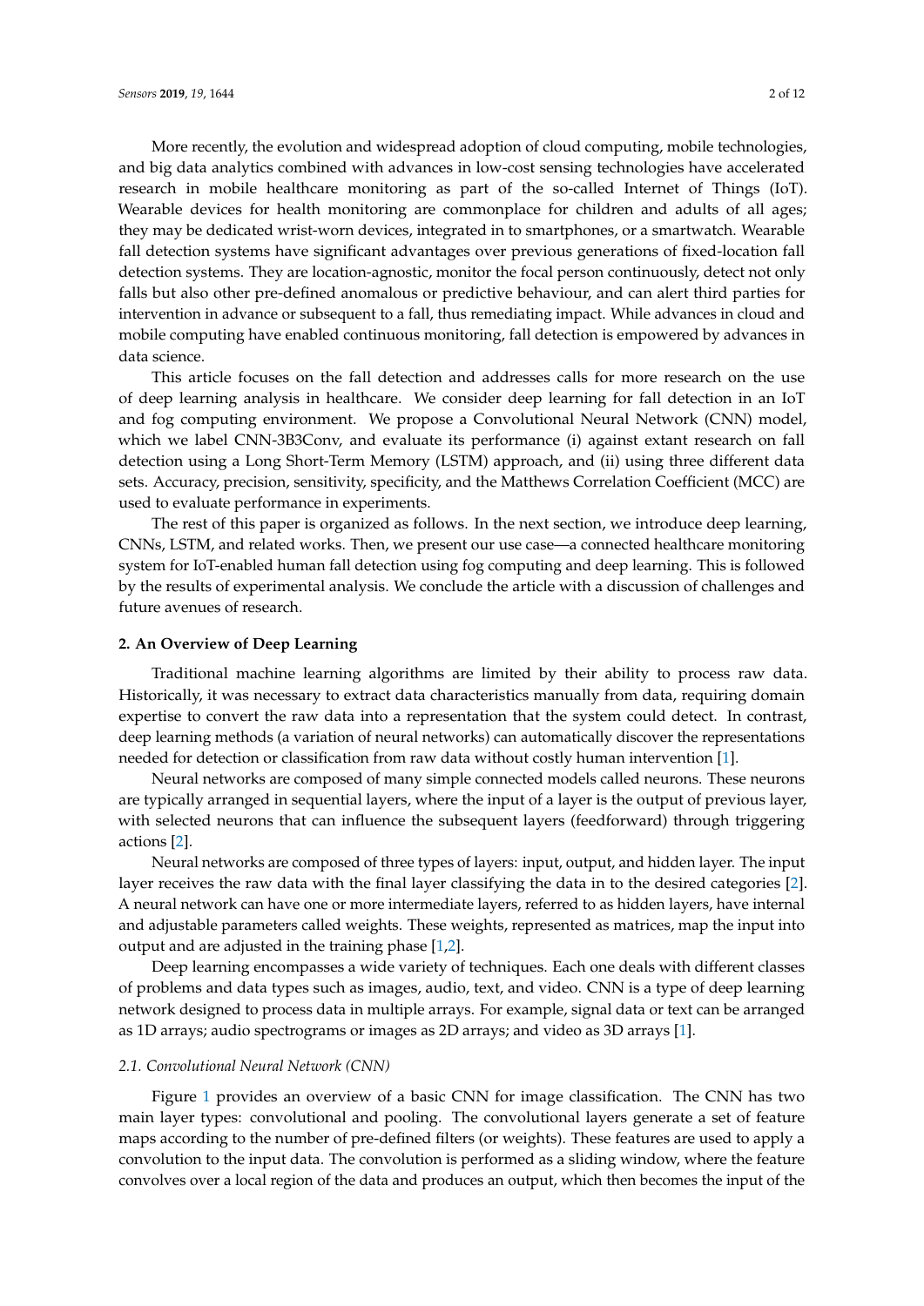More recently, the evolution and widespread adoption of cloud computing, mobile technologies, and big data analytics combined with advances in low-cost sensing technologies have accelerated research in mobile healthcare monitoring as part of the so-called Internet of Things (IoT). Wearable devices for health monitoring are commonplace for children and adults of all ages; they may be dedicated wrist-worn devices, integrated in to smartphones, or a smartwatch. Wearable fall detection systems have significant advantages over previous generations of fixed-location fall detection systems. They are location-agnostic, monitor the focal person continuously, detect not only falls but also other pre-defined anomalous or predictive behaviour, and can alert third parties for intervention in advance or subsequent to a fall, thus remediating impact. While advances in cloud and mobile computing have enabled continuous monitoring, fall detection is empowered by advances in data science.

This article focuses on the fall detection and addresses calls for more research on the use of deep learning analysis in healthcare. We consider deep learning for fall detection in an IoT and fog computing environment. We propose a Convolutional Neural Network (CNN) model, which we label CNN-3B3Conv, and evaluate its performance (i) against extant research on fall detection using a Long Short-Term Memory (LSTM) approach, and (ii) using three different data sets. Accuracy, precision, sensitivity, specificity, and the Matthews Correlation Coefficient (MCC) are used to evaluate performance in experiments.

The rest of this paper is organized as follows. In the next section, we introduce deep learning, CNNs, LSTM, and related works. Then, we present our use case—a connected healthcare monitoring system for IoT-enabled human fall detection using fog computing and deep learning. This is followed by the results of experimental analysis. We conclude the article with a discussion of challenges and future avenues of research.

## 2. An Overview of Deep Learning

Traditional machine learning algorithms are limited by their ability to process raw data. Historically, it was necessary to extract data characteristics manually from data, requiring domain expertise to convert the raw data into a representation that the system could detect. In contrast, deep learning methods (a variation of neural networks) can automatically discover the representations needed for detection or classification from raw data without costly human intervention [1].

Neural networks are composed of many simple connected models called neurons. These neurons are typically arranged in sequential layers, where the input of a layer is the output of previous layer, with selected neurons that can influence the subsequent layers (feedforward) through triggering actions [2].

Neural networks are composed of three types of layers: input, output, and hidden layer. The input layer receives the raw data with the final layer classifying the data in to the desired categories [2]. A neural network can have one or more intermediate layers, referred to as hidden layers, have internal and adjustable parameters called weights. These weights, represented as matrices, map the input into output and are adjusted in the training phase [1,2].

Deep learning encompasses a wide variety of techniques. Each one deals with different classes of problems and data types such as images, audio, text, and video. CNN is a type of deep learning network designed to process data in multiple arrays. For example, signal data or text can be arranged as 1D arrays; audio spectrograms or images as 2D arrays; and video as 3D arrays [1].

### 2.1. Convolutional Neural Network (CNN)

Figure 1 provides an overview of a basic CNN for image classification. The CNN has two main layer types: convolutional and pooling. The convolutional layers generate a set of feature maps according to the number of pre-defined filters (or weights). These features are used to apply a convolution to the input data. The convolution is performed as a sliding window, where the feature convolves over a local region of the data and produces an output, which then becomes the input of the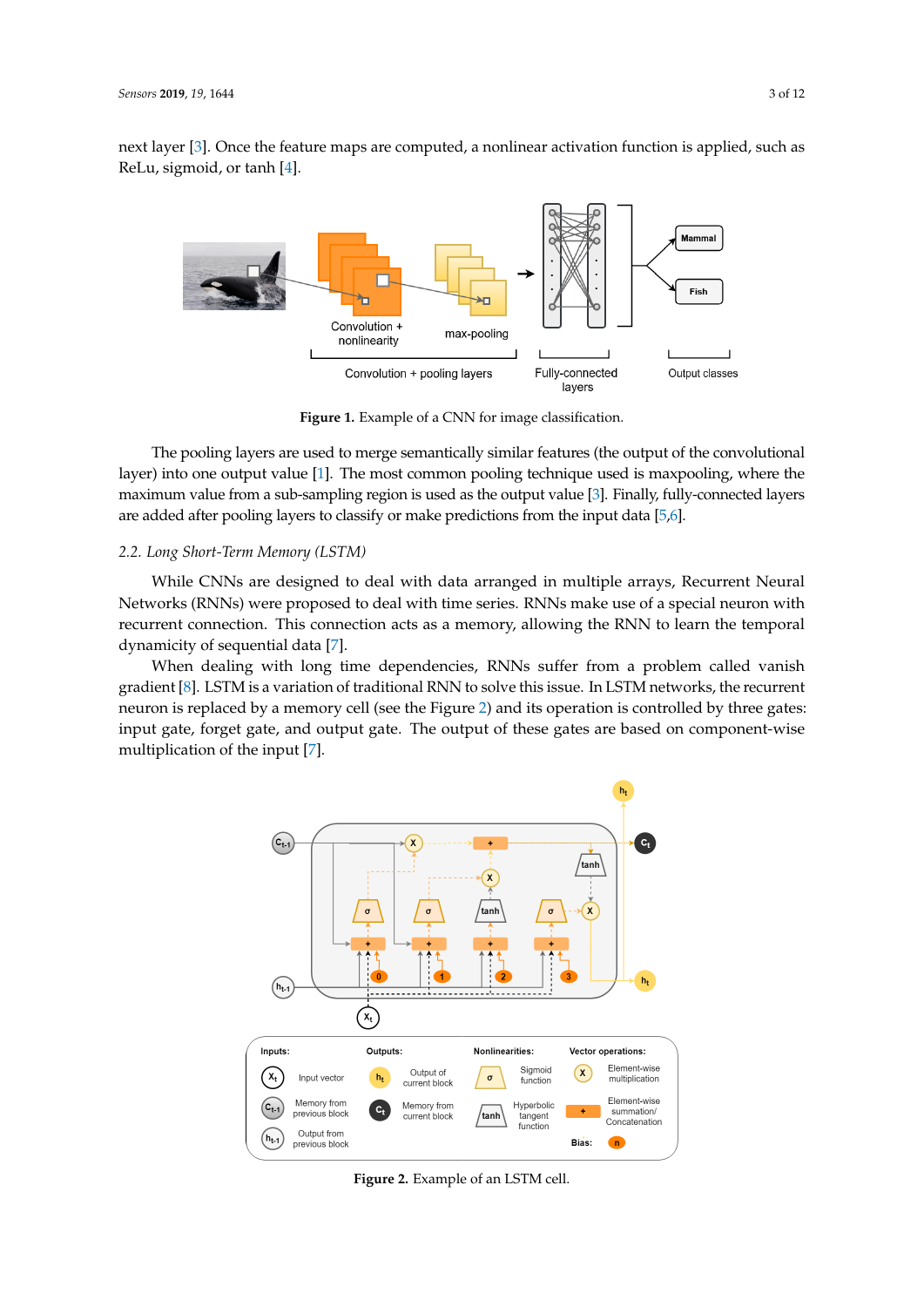next layer [3]. Once the feature maps are computed, a nonlinear activation function is applied, such as ReLu, sigmoid, or tanh [4].

**Figure 1.** Example of a CNN for image classification.

The pooling layers are used to merge semantically similar features (the output of the convolutional layer) into one output value [1]. The most common pooling technique used is maxpooling, where the maximum value from a sub-sampling region is used as the output value [3]. Finally, fully-connected layers are added after pooling layers to classify or make predictions from the input data [5,6].

### 2.2. *Long Short-Term Memory (LSTM)*

While CNNs are designed to deal with data arranged in multiple arrays, Recurrent Neural Networks (RNNs) were proposed to deal with time series. RNNs make use of a special neuron with recurrent connection. This connection acts as a memory, allowing the RNN to learn the temporal dynamicity of sequential data [7].

When dealing with long time dependencies, RNNs suffer from a problem called vanish gradient [8]. LSTM is a variation of traditional RNN to solve this issue. In LSTM networks, the recurrent neuron is replaced by a memory cell (see the Figure 2) and its operation is controlled by three gates: input gate, forget gate, and output gate. The output of these gates are based on component-wise multiplication of the input [7].

**Figure 2.** Example of an LSTM cell.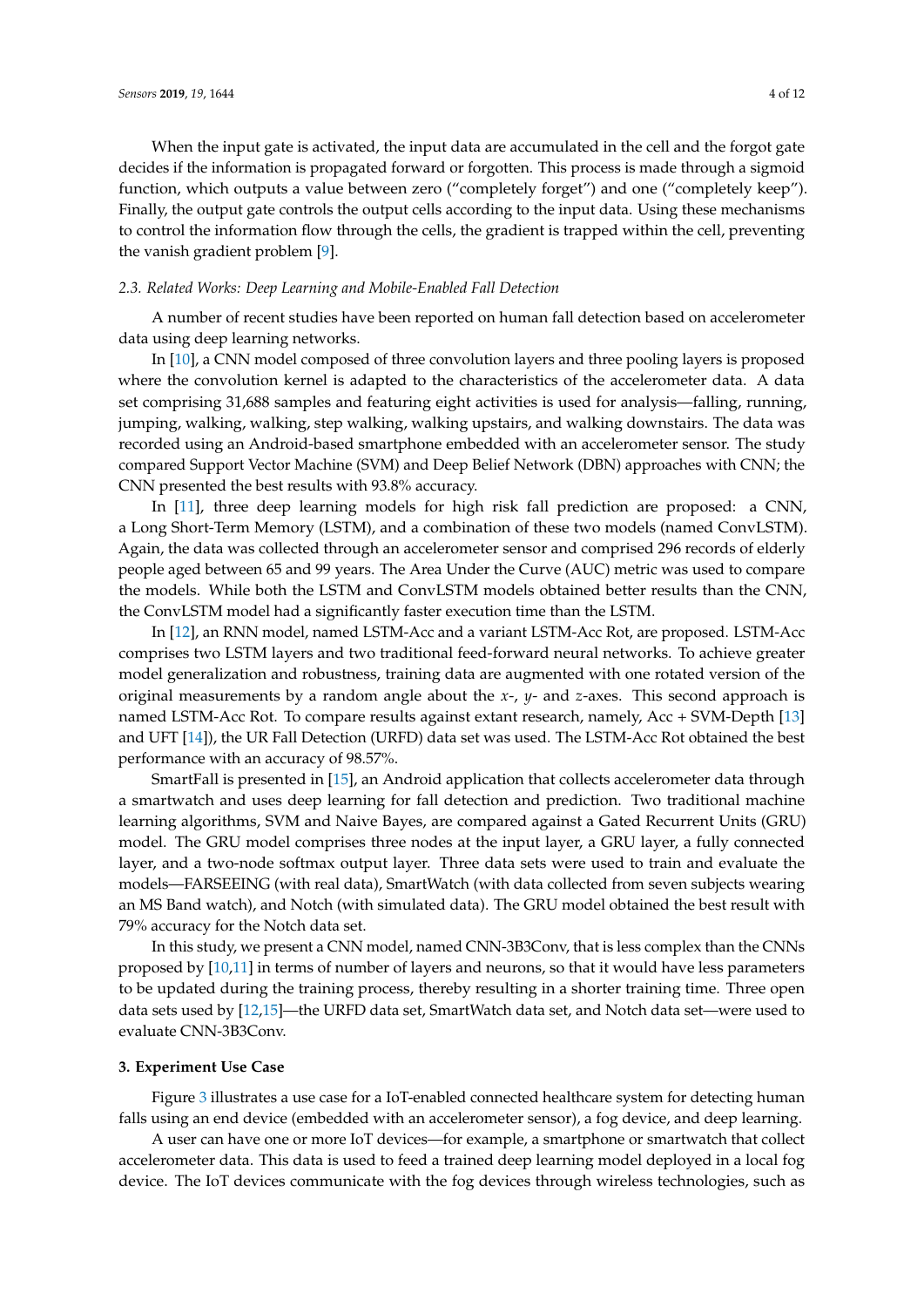When the input gate is activated, the input data are accumulated in the cell and the forgot gate decides if the information is propagated forward or forgotten. This process is made through a sigmoid function, which outputs a value between zero ("completely forget") and one ("completely keep"). Finally, the output gate controls the output cells according to the input data. Using these mechanisms to control the information flow through the cells, the gradient is trapped within the cell, preventing the vanish gradient problem [9].

### *2.3. Related Works: Deep Learning and Mobile-Enabled Fall Detection*

A number of recent studies have been reported on human fall detection based on accelerometer data using deep learning networks.

In [10], a CNN model composed of three convolution layers and three pooling layers is proposed where the convolution kernel is adapted to the characteristics of the accelerometer data. A data set comprising 31,688 samples and featuring eight activities is used for analysis—falling, running, jumping, walking, walking, step walking, walking upstairs, and walking downstairs. The data was recorded using an Android-based smartphone embedded with an accelerometer sensor. The study compared Support Vector Machine (SVM) and Deep Belief Network (DBN) approaches with CNN; the CNN presented the best results with 93.8% accuracy.

In [11], three deep learning models for high risk fall prediction are proposed: a CNN, a Long Short-Term Memory (LSTM), and a combination of these two models (named ConvLSTM). Again, the data was collected through an accelerometer sensor and comprised 296 records of elderly people aged between 65 and 99 years. The Area Under the Curve (AUC) metric was used to compare the models. While both the LSTM and ConvLSTM models obtained better results than the CNN, the ConvLSTM model had a significantly faster execution time than the LSTM.

In [12], an RNN model, named LSTM-Acc and a variant LSTM-Acc Rot, are proposed. LSTM-Acc comprises two LSTM layers and two traditional feed-forward neural networks. To achieve greater model generalization and robustness, training data are augmented with one rotated version of the original measurements by a random angle about the $x$-, $y$- and $z$-axes. This second approach is named LSTM-Acc Rot. To compare results against extant research, namely, Acc + SVM-Depth [13] and UFT [14]), the UR Fall Detection (URFD) data set was used. The LSTM-Acc Rot obtained the best performance with an accuracy of 98.57%.

SmartFall is presented in [15], an Android application that collects accelerometer data through a smartwatch and uses deep learning for fall detection and prediction. Two traditional machine learning algorithms, SVM and Naive Bayes, are compared against a Gated Recurrent Units (GRU) model. The GRU model comprises three nodes at the input layer, a GRU layer, a fully connected layer, and a two-node softmax output layer. Three data sets were used to train and evaluate the models—FARSEEING (with real data), SmartWatch (with data collected from seven subjects wearing an MS Band watch), and Notch (with simulated data). The GRU model obtained the best result with 79% accuracy for the Notch data set.

In this study, we present a CNN model, named CNN-3B3Conv, that is less complex than the CNNs proposed by [10,11] in terms of number of layers and neurons, so that it would have less parameters to be updated during the training process, thereby resulting in a shorter training time. Three open data sets used by [12,15]—the URFD data set, SmartWatch data set, and Notch data set—were used to evaluate CNN-3B3Conv.

## 3. Experiment Use Case

Figure 3 illustrates a use case for a IoT-enabled connected healthcare system for detecting human falls using an end device (embedded with an accelerometer sensor), a fog device, and deep learning.

A user can have one or more IoT devices—for example, a smartphone or smartwatch that collect accelerometer data. This data is used to feed a trained deep learning model deployed in a local fog device. The IoT devices communicate with the fog devices through wireless technologies, such as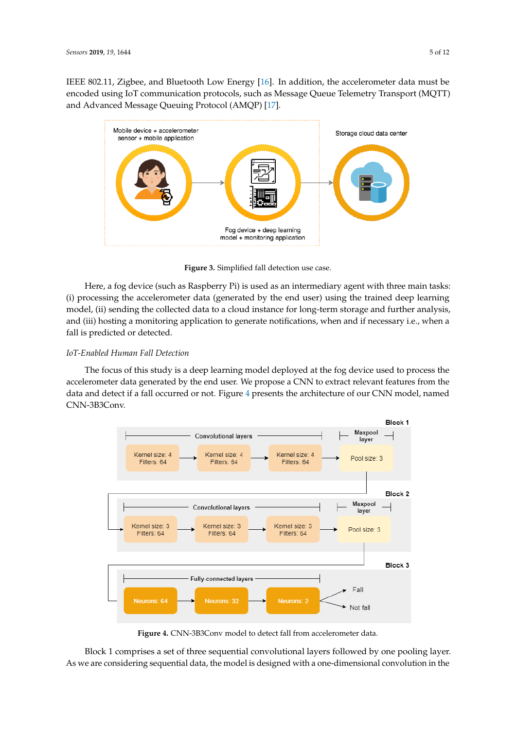IEEE 802.11, Zigbee, and Bluetooth Low Energy [16]. In addition, the accelerometer data must be encoded using IoT communication protocols, such as Message Queue Telemetry Transport (MQTT) and Advanced Message Queuing Protocol (AMQP) [17].

**Figure 3.** Simplified fall detection use case.

Here, a fog device (such as Raspberry Pi) is used as an intermediary agent with three main tasks: (i) processing the accelerometer data (generated by the end user) using the trained deep learning model, (ii) sending the collected data to a cloud instance for long-term storage and further analysis, and (iii) hosting a monitoring application to generate notifications, when and if necessary i.e., when a fall is predicted or detected.

*IoT-Enabled Human Fall Detection*

The focus of this study is a deep learning model deployed at the fog device used to process the accelerometer data generated by the end user. We propose a CNN to extract relevant features from the data and detect if a fall occurred or not. Figure 4 presents the architecture of our CNN model, named CNN-3B3Conv.

**Figure 4.** CNN-3B3Conv model to detect fall from accelerometer data.

Block 1 comprises a set of three sequential convolutional layers followed by one pooling layer. As we are considering sequential data, the model is designed with a one-dimensional convolution in the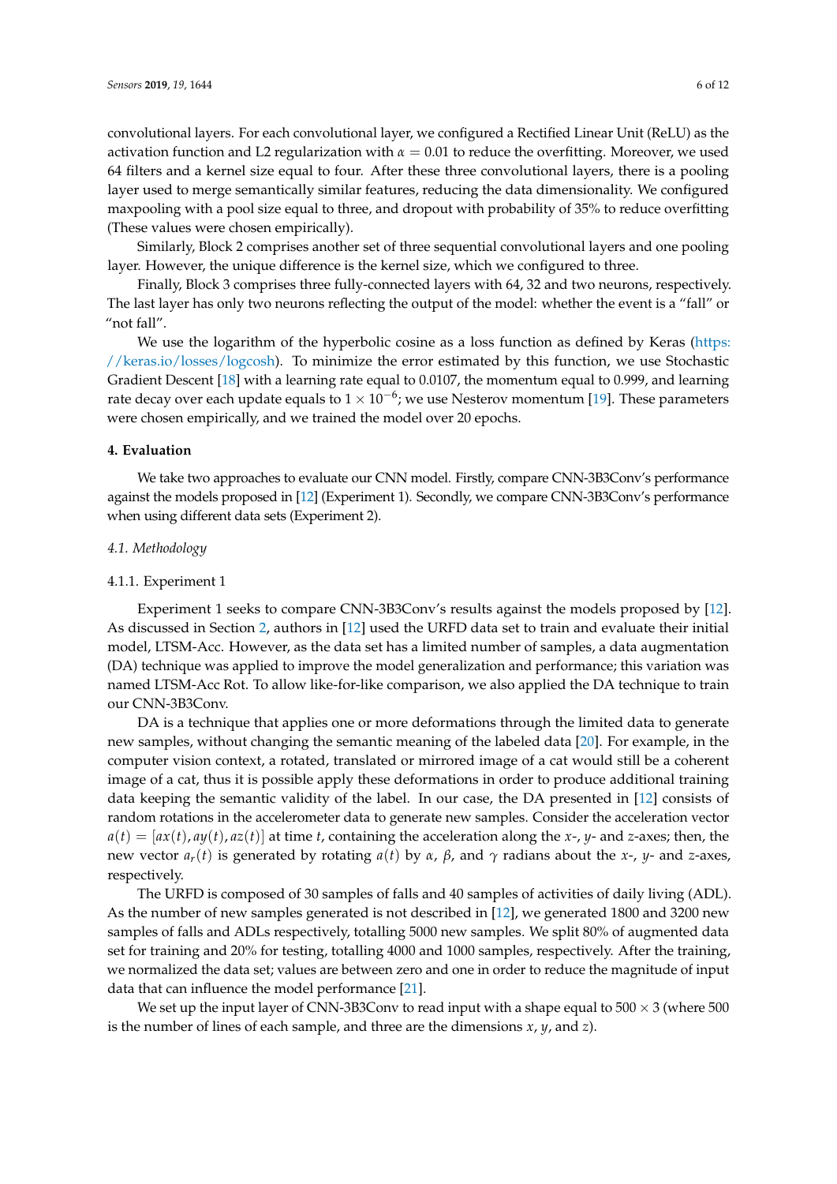convolutional layers. For each convolutional layer, we configured a Rectified Linear Unit (ReLU) as the activation function and L2 regularization with $\alpha = 0.01$ to reduce the overfitting. Moreover, we used 64 filters and a kernel size equal to four. After these three convolutional layers, there is a pooling layer used to merge semantically similar features, reducing the data dimensionality. We configured maxpooling with a pool size equal to three, and dropout with probability of 35% to reduce overfitting (These values were chosen empirically).

Similarly, Block 2 comprises another set of three sequential convolutional layers and one pooling layer. However, the unique difference is the kernel size, which we configured to three.

Finally, Block 3 comprises three fully-connected layers with 64, 32 and two neurons, respectively. The last layer has only two neurons reflecting the output of the model: whether the event is a "fall" or "not fall".

We use the logarithm of the hyperbolic cosine as a loss function as defined by Keras (https://keras.io/losses/logcosh). To minimize the error estimated by this function, we use Stochastic Gradient Descent [18] with a learning rate equal to 0.0107, the momentum equal to 0.999, and learning rate decay over each update equals to $1 \times 10^{-6}$; we use Nesterov momentum [19]. These parameters were chosen empirically, and we trained the model over 20 epochs.

## 4. Evaluation

We take two approaches to evaluate our CNN model. Firstly, compare CNN-3B3Conv's performance against the models proposed in [12] (Experiment 1). Secondly, we compare CNN-3B3Conv's performance when using different data sets (Experiment 2).

### 4.1. Methodology

#### 4.1.1. Experiment 1

Experiment 1 seeks to compare CNN-3B3Conv's results against the models proposed by [12]. As discussed in Section 2, authors in [12] used the URFD data set to train and evaluate their initial model, LTSM-Acc. However, as the data set has a limited number of samples, a data augmentation (DA) technique was applied to improve the model generalization and performance; this variation was named LTSM-Acc Rot. To allow like-for-like comparison, we also applied the DA technique to train our CNN-3B3Conv.

DA is a technique that applies one or more deformations through the limited data to generate new samples, without changing the semantic meaning of the labeled data [20]. For example, in the computer vision context, a rotated, translated or mirrored image of a cat would still be a coherent image of a cat, thus it is possible apply these deformations in order to produce additional training data keeping the semantic validity of the label. In our case, the DA presented in [12] consists of random rotations in the accelerometer data to generate new samples. Consider the acceleration vector $a(t) = [ax(t), ay(t), az(t)]$ at time $t$, containing the acceleration along the $x$-, $y$- and $z$-axes; then, the new vector $a_r(t)$ is generated by rotating $a(t)$ by $\alpha$, $\beta$, and $\gamma$ radians about the $x$-, $y$- and $z$-axes, respectively.

The URFD is composed of 30 samples of falls and 40 samples of activities of daily living (ADL). As the number of new samples generated is not described in [12], we generated 1800 and 3200 new samples of falls and ADLs respectively, totalling 5000 new samples. We split 80% of augmented data set for training and 20% for testing, totalling 4000 and 1000 samples, respectively. After the training, we normalized the data set; values are between zero and one in order to reduce the magnitude of input data that can influence the model performance [21].

We set up the input layer of CNN-3B3Conv to read input with a shape equal to $500 \times 3$ (where 500 is the number of lines of each sample, and three are the dimensions $x$, $y$, and $z$).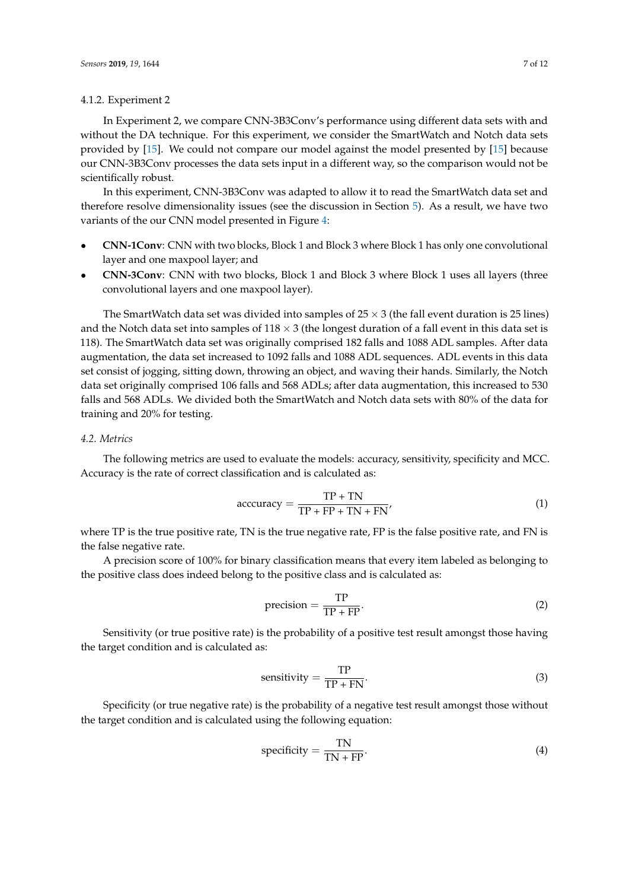#### 4.1.2. Experiment 2

In Experiment 2, we compare CNN-3B3Conv's performance using different data sets with and without the DA technique. For this experiment, we consider the SmartWatch and Notch data sets provided by [15]. We could not compare our model against the model presented by [15] because our CNN-3B3Conv processes the data sets input in a different way, so the comparison would not be scientifically robust.

In this experiment, CNN-3B3Conv was adapted to allow it to read the SmartWatch data set and therefore resolve dimensionality issues (see the discussion in Section 5). As a result, we have two variants of the our CNN model presented in Figure 4:

- **CNN-1Conv**: CNN with two blocks, Block 1 and Block 3 where Block 1 has only one convolutional layer and one maxpool layer; and
- **CNN-3Conv**: CNN with two blocks, Block 1 and Block 3 where Block 1 uses all layers (three convolutional layers and one maxpool layer).

The SmartWatch data set was divided into samples of $25 \times 3$ (the fall event duration is 25 lines) and the Notch data set into samples of $118 \times 3$ (the longest duration of a fall event in this data set is 118). The SmartWatch data set was originally comprised 182 falls and 1088 ADL samples. After data augmentation, the data set increased to 1092 falls and 1088 ADL sequences. ADL events in this data set consist of jogging, sitting down, throwing an object, and waving their hands. Similarly, the Notch data set originally comprised 106 falls and 568 ADLs; after data augmentation, this increased to 530 falls and 568 ADLs. We divided both the SmartWatch and Notch data sets with 80% of the data for training and 20% for testing.

### *4.2. Metrics*

The following metrics are used to evaluate the models: accuracy, sensitivity, specificity and MCC. Accuracy is the rate of correct classification and is calculated as:

$$\text{acccuracy} = \frac{\text{TP + TN}}{\text{TP + FP + TN + FN}}, \tag{1}$$

where TP is the true positive rate, TN is the true negative rate, FP is the false positive rate, and FN is the false negative rate.

A precision score of 100% for binary classification means that every item labeled as belonging to the positive class does indeed belong to the positive class and is calculated as:

$$\text{precision} = \frac{\text{TP}}{\text{TP + FP}}. \tag{2}$$

Sensitivity (or true positive rate) is the probability of a positive test result amongst those having the target condition and is calculated as:

$$\text{sensitivity} = \frac{\text{TP}}{\text{TP + FN}}. \tag{3}$$

Specificity (or true negative rate) is the probability of a negative test result amongst those without the target condition and is calculated using the following equation:

$$\text{specificity} = \frac{\text{TN}}{\text{TN + FP}}. \tag{4}$$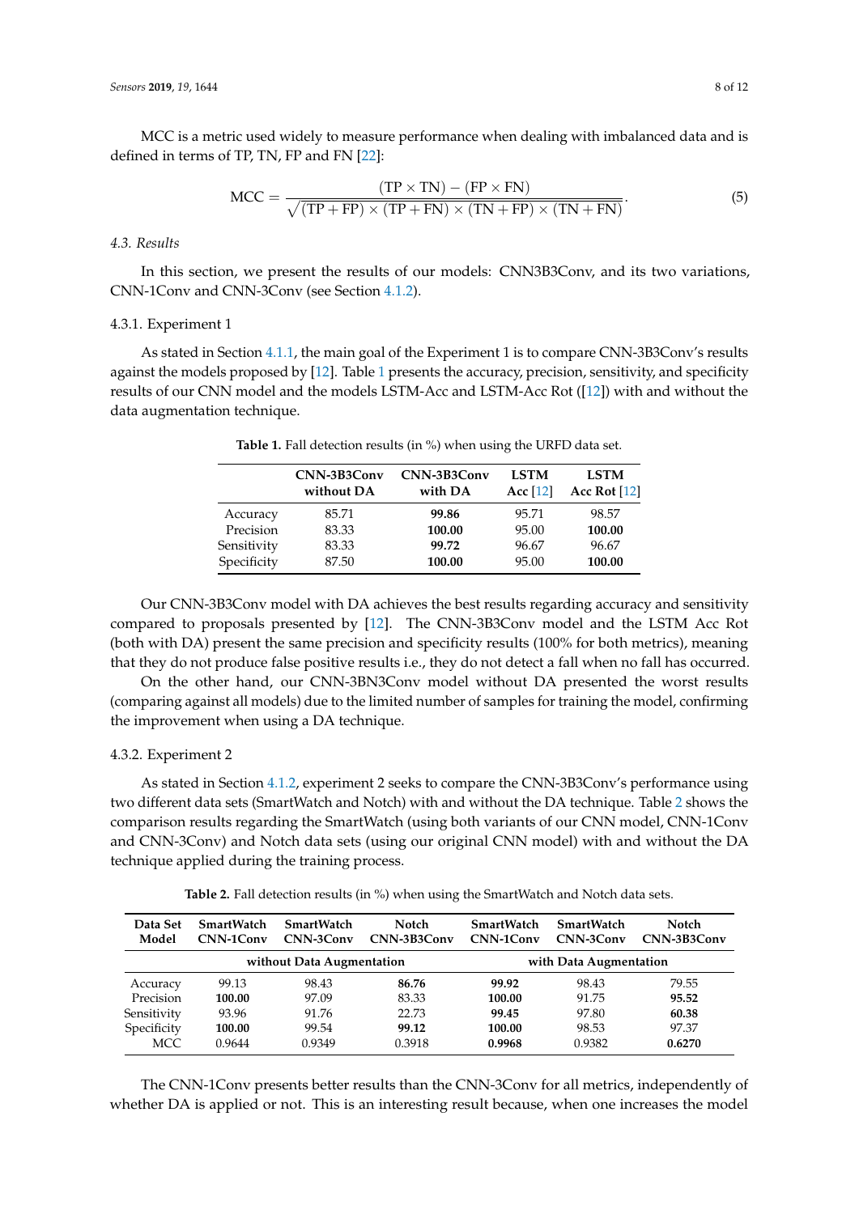MCC is a metric used widely to measure performance when dealing with imbalanced data and is defined in terms of TP, TN, FP and FN [22]:

$$\text{MCC} = \frac{(\text{TP} \times \text{TN}) - (\text{FP} \times \text{FN})}{\sqrt{(\text{TP} + \text{FP}) \times (\text{TP} + \text{FN}) \times (\text{TN} + \text{FP}) \times (\text{TN} + \text{FN})}}. \tag{5}$$

### 4.3. Results

In this section, we present the results of our models: CNN3B3Conv, and its two variations, CNN-1Conv and CNN-3Conv (see Section 4.1.2).

#### 4.3.1. Experiment 1

As stated in Section 4.1.1, the main goal of the Experiment 1 is to compare CNN-3B3Conv's results against the models proposed by [12]. Table 1 presents the accuracy, precision, sensitivity, and specificity results of our CNN model and the models LSTM-Acc and LSTM-Acc Rot ([12]) with and without the data augmentation technique.

**Table 1.** Fall detection results (in %) when using the URFD data set.

| | CNN-3B3Conv without DA | CNN-3B3Conv with DA | LSTM Acc [12] | LSTM Acc Rot [12] |
|---|---|---|---|---|
| Accuracy | 85.71 | **99.86** | 95.71 | 98.57 |
| Precision | 83.33 | **100.00** | 95.00 | **100.00** |
| Sensitivity | 83.33 | **99.72** | 96.67 | 96.67 |
| Specificity | 87.50 | **100.00** | 95.00 | **100.00** |

Our CNN-3B3Conv model with DA achieves the best results regarding accuracy and sensitivity compared to proposals presented by [12]. The CNN-3B3Conv model and the LSTM Acc Rot (both with DA) present the same precision and specificity results (100% for both metrics), meaning that they do not produce false positive results i.e., they do not detect a fall when no fall has occurred.

On the other hand, our CNN-3BN3Conv model without DA presented the worst results (comparing against all models) due to the limited number of samples for training the model, confirming the improvement when using a DA technique.

#### 4.3.2. Experiment 2

As stated in Section 4.1.2, experiment 2 seeks to compare the CNN-3B3Conv's performance using two different data sets (SmartWatch and Notch) with and without the DA technique. Table 2 shows the comparison results regarding the SmartWatch (using both variants of our CNN model, CNN-1Conv and CNN-3Conv) and Notch data sets (using our original CNN model) with and without the DA technique applied during the training process.

**Table 2.** Fall detection results (in %) when using the SmartWatch and Notch data sets.

| Data Set Model | SmartWatch CNN-1Conv | SmartWatch CNN-3Conv | Notch CNN-3B3Conv | SmartWatch CNN-1Conv | SmartWatch CNN-3Conv | Notch CNN-3B3Conv |
|---|---|---|---|---|---|---|
| | without Data Augmentation | | | with Data Augmentation | | |
| Accuracy | 99.13 | 98.43 | **86.76** | **99.92** | 98.43 | 79.55 |
| Precision | **100.00** | 97.09 | 83.33 | **100.00** | 91.75 | **95.52** |
| Sensitivity | 93.96 | 91.76 | 22.73 | **99.45** | 97.80 | **60.38** |
| Specificity | **100.00** | 99.54 | **99.12** | **100.00** | 98.53 | 97.37 |
| MCC | 0.9644 | 0.9349 | 0.3918 | **0.9968** | 0.9382 | **0.6270** |

The CNN-1Conv presents better results than the CNN-3Conv for all metrics, independently of whether DA is applied or not. This is an interesting result because, when one increases the model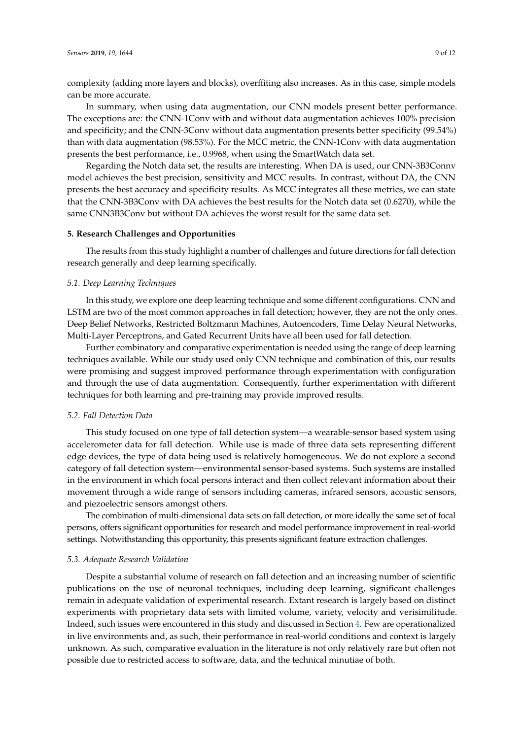complexity (adding more layers and blocks), overffiting also increases. As in this case, simple models can be more accurate.

In summary, when using data augmentation, our CNN models present better performance. The exceptions are: the CNN-1Conv with and without data augmentation achieves 100% precision and specificity; and the CNN-3Conv without data augmentation presents better specificity (99.54%) than with data augmentation (98.53%). For the MCC metric, the CNN-1Conv with data augmentation presents the best performance, i.e., 0.9968, when using the SmartWatch data set.

Regarding the Notch data set, the results are interesting. When DA is used, our CNN-3B3Connv model achieves the best precision, sensitivity and MCC results. In contrast, without DA, the CNN presents the best accuracy and specificity results. As MCC integrates all these metrics, we can state that the CNN-3B3Conv with DA achieves the best results for the Notch data set (0.6270), while the same CNN3B3Conv but without DA achieves the worst result for the same data set.

## 5. Research Challenges and Opportunities

The results from this study highlight a number of challenges and future directions for fall detection research generally and deep learning specifically.

### 5.1. Deep Learning Techniques

In this study, we explore one deep learning technique and some different configurations. CNN and LSTM are two of the most common approaches in fall detection; however, they are not the only ones. Deep Belief Networks, Restricted Boltzmann Machines, Autoencoders, Time Delay Neural Networks, Multi-Layer Perceptrons, and Gated Recurrent Units have all been used for fall detection.

Further combinatory and comparative experimentation is needed using the range of deep learning techniques available. While our study used only CNN technique and combination of this, our results were promising and suggest improved performance through experimentation with configuration and through the use of data augmentation. Consequently, further experimentation with different techniques for both learning and pre-training may provide improved results.

### 5.2. Fall Detection Data

This study focused on one type of fall detection system—a wearable-sensor based system using accelerometer data for fall detection. While use is made of three data sets representing different edge devices, the type of data being used is relatively homogeneous. We do not explore a second category of fall detection system—environmental sensor-based systems. Such systems are installed in the environment in which focal persons interact and then collect relevant information about their movement through a wide range of sensors including cameras, infrared sensors, acoustic sensors, and piezoelectric sensors amongst others.

The combination of multi-dimensional data sets on fall detection, or more ideally the same set of focal persons, offers significant opportunities for research and model performance improvement in real-world settings. Notwithstanding this opportunity, this presents significant feature extraction challenges.

### 5.3. Adequate Research Validation

Despite a substantial volume of research on fall detection and an increasing number of scientific publications on the use of neuronal techniques, including deep learning, significant challenges remain in adequate validation of experimental research. Extant research is largely based on distinct experiments with proprietary data sets with limited volume, variety, velocity and verisimilitude. Indeed, such issues were encountered in this study and discussed in Section 4. Few are operationalized in live environments and, as such, their performance in real-world conditions and context is largely unknown. As such, comparative evaluation in the literature is not only relatively rare but often not possible due to restricted access to software, data, and the technical minutiae of both.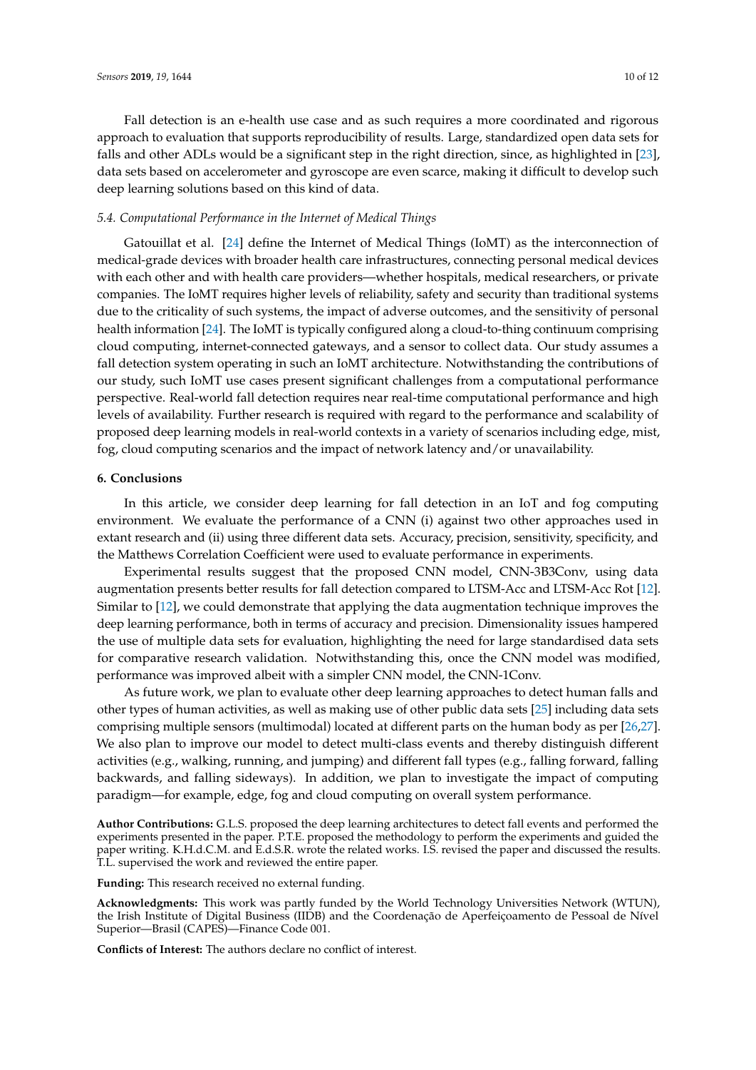Fall detection is an e-health use case and as such requires a more coordinated and rigorous approach to evaluation that supports reproducibility of results. Large, standardized open data sets for falls and other ADLs would be a significant step in the right direction, since, as highlighted in [23], data sets based on accelerometer and gyroscope are even scarce, making it difficult to develop such deep learning solutions based on this kind of data.

### *5.4. Computational Performance in the Internet of Medical Things*

Gatouillat et al. [24] define the Internet of Medical Things (IoMT) as the interconnection of medical-grade devices with broader health care infrastructures, connecting personal medical devices with each other and with health care providers—whether hospitals, medical researchers, or private companies. The IoMT requires higher levels of reliability, safety and security than traditional systems due to the criticality of such systems, the impact of adverse outcomes, and the sensitivity of personal health information [24]. The IoMT is typically configured along a cloud-to-thing continuum comprising cloud computing, internet-connected gateways, and a sensor to collect data. Our study assumes a fall detection system operating in such an IoMT architecture. Notwithstanding the contributions of our study, such IoMT use cases present significant challenges from a computational performance perspective. Real-world fall detection requires near real-time computational performance and high levels of availability. Further research is required with regard to the performance and scalability of proposed deep learning models in real-world contexts in a variety of scenarios including edge, mist, fog, cloud computing scenarios and the impact of network latency and/or unavailability.

## 6. Conclusions

In this article, we consider deep learning for fall detection in an IoT and fog computing environment. We evaluate the performance of a CNN (i) against two other approaches used in extant research and (ii) using three different data sets. Accuracy, precision, sensitivity, specificity, and the Matthews Correlation Coefficient were used to evaluate performance in experiments.

Experimental results suggest that the proposed CNN model, CNN-3B3Conv, using data augmentation presents better results for fall detection compared to LTSM-Acc and LTSM-Acc Rot [12]. Similar to [12], we could demonstrate that applying the data augmentation technique improves the deep learning performance, both in terms of accuracy and precision. Dimensionality issues hampered the use of multiple data sets for evaluation, highlighting the need for large standardised data sets for comparative research validation. Notwithstanding this, once the CNN model was modified, performance was improved albeit with a simpler CNN model, the CNN-1Conv.

As future work, we plan to evaluate other deep learning approaches to detect human falls and other types of human activities, as well as making use of other public data sets [25] including data sets comprising multiple sensors (multimodal) located at different parts on the human body as per [26,27]. We also plan to improve our model to detect multi-class events and thereby distinguish different activities (e.g., walking, running, and jumping) and different fall types (e.g., falling forward, falling backwards, and falling sideways). In addition, we plan to investigate the impact of computing paradigm—for example, edge, fog and cloud computing on overall system performance.

**Author Contributions:** G.L.S. proposed the deep learning architectures to detect fall events and performed the experiments presented in the paper. P.T.E. proposed the methodology to perform the experiments and guided the paper writing. K.H.d.C.M. and E.d.S.R. wrote the related works. I.S. revised the paper and discussed the results. T.L. supervised the work and reviewed the entire paper.

**Funding:** This research received no external funding.

**Acknowledgments:** This work was partly funded by the World Technology Universities Network (WTUN), the Irish Institute of Digital Business (IIDB) and the Coordenação de Aperfeiçoamento de Pessoal de Nível Superior—Brasil (CAPES)—Finance Code 001.

**Conflicts of Interest:** The authors declare no conflict of interest.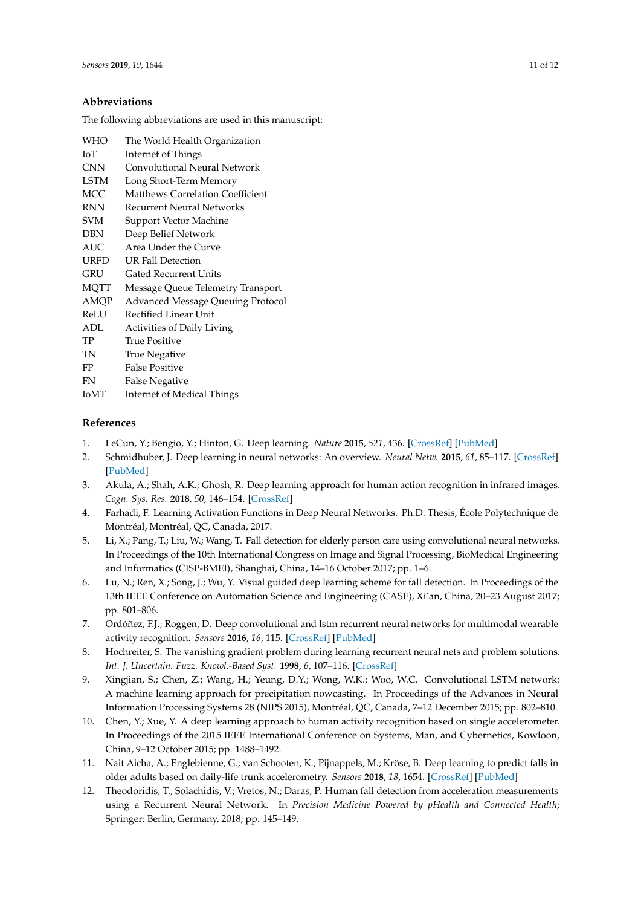## Abbreviations

The following abbreviations are used in this manuscript:

| | |
|---|---|
| WHO | The World Health Organization |
| IoT | Internet of Things |
| CNN | Convolutional Neural Network |
| LSTM | Long Short-Term Memory |
| MCC | Matthews Correlation Coefficient |
| RNN | Recurrent Neural Networks |
| SVM | Support Vector Machine |
| DBN | Deep Belief Network |
| AUC | Area Under the Curve |
| URFD | UR Fall Detection |
| GRU | Gated Recurrent Units |
| MQTT | Message Queue Telemetry Transport |
| AMQP | Advanced Message Queuing Protocol |
| ReLU | Rectified Linear Unit |
| ADL | Activities of Daily Living |
| TP | True Positive |
| TN | True Negative |
| FP | False Positive |
| FN | False Negative |
| IoMT | Internet of Medical Things |

## References

1. LeCun, Y.; Bengio, Y.; Hinton, G. Deep learning. *Nature* **2015**, *521*, 436. [CrossRef] [PubMed]
2. Schmidhuber, J. Deep learning in neural networks: An overview. *Neural Netw.* **2015**, *61*, 85–117. [CrossRef] [PubMed]
3. Akula, A.; Shah, A.K.; Ghosh, R. Deep learning approach for human action recognition in infrared images. *Cogn. Sys. Res.* **2018**, *50*, 146–154. [CrossRef]
4. Farhadi, F. Learning Activation Functions in Deep Neural Networks. Ph.D. Thesis, École Polytechnique de Montréal, Montréal, QC, Canada, 2017.
5. Li, X.; Pang, T.; Liu, W.; Wang, T. Fall detection for elderly person care using convolutional neural networks. In Proceedings of the 10th International Congress on Image and Signal Processing, BioMedical Engineering and Informatics (CISP-BMEI), Shanghai, China, 14–16 October 2017; pp. 1–6.
6. Lu, N.; Ren, X.; Song, J.; Wu, Y. Visual guided deep learning scheme for fall detection. In Proceedings of the 13th IEEE Conference on Automation Science and Engineering (CASE), Xi'an, China, 20–23 August 2017; pp. 801–806.
7. Ordóñez, F.J.; Roggen, D. Deep convolutional and lstm recurrent neural networks for multimodal wearable activity recognition. *Sensors* **2016**, *16*, 115. [CrossRef] [PubMed]
8. Hochreiter, S. The vanishing gradient problem during learning recurrent neural nets and problem solutions. *Int. J. Uncertain. Fuzz. Knowl.-Based Syst.* **1998**, *6*, 107–116. [CrossRef]
9. Xingjian, S.; Chen, Z.; Wang, H.; Yeung, D.Y.; Wong, W.K.; Woo, W.C. Convolutional LSTM network: A machine learning approach for precipitation nowcasting. In Proceedings of the Advances in Neural Information Processing Systems 28 (NIPS 2015), Montréal, QC, Canada, 7–12 December 2015; pp. 802–810.
10. Chen, Y.; Xue, Y. A deep learning approach to human activity recognition based on single accelerometer. In Proceedings of the 2015 IEEE International Conference on Systems, Man, and Cybernetics, Kowloon, China, 9–12 October 2015; pp. 1488–1492.
11. Nait Aicha, A.; Englebienne, G.; van Schooten, K.; Pijnappels, M.; Kröse, B. Deep learning to predict falls in older adults based on daily-life trunk accelerometry. *Sensors* **2018**, *18*, 1654. [CrossRef] [PubMed]
12. Theodoridis, T.; Solachidis, V.; Vretos, N.; Daras, P. Human fall detection from acceleration measurements using a Recurrent Neural Network. In *Precision Medicine Powered by pHealth and Connected Health*; Springer: Berlin, Germany, 2018; pp. 145–149.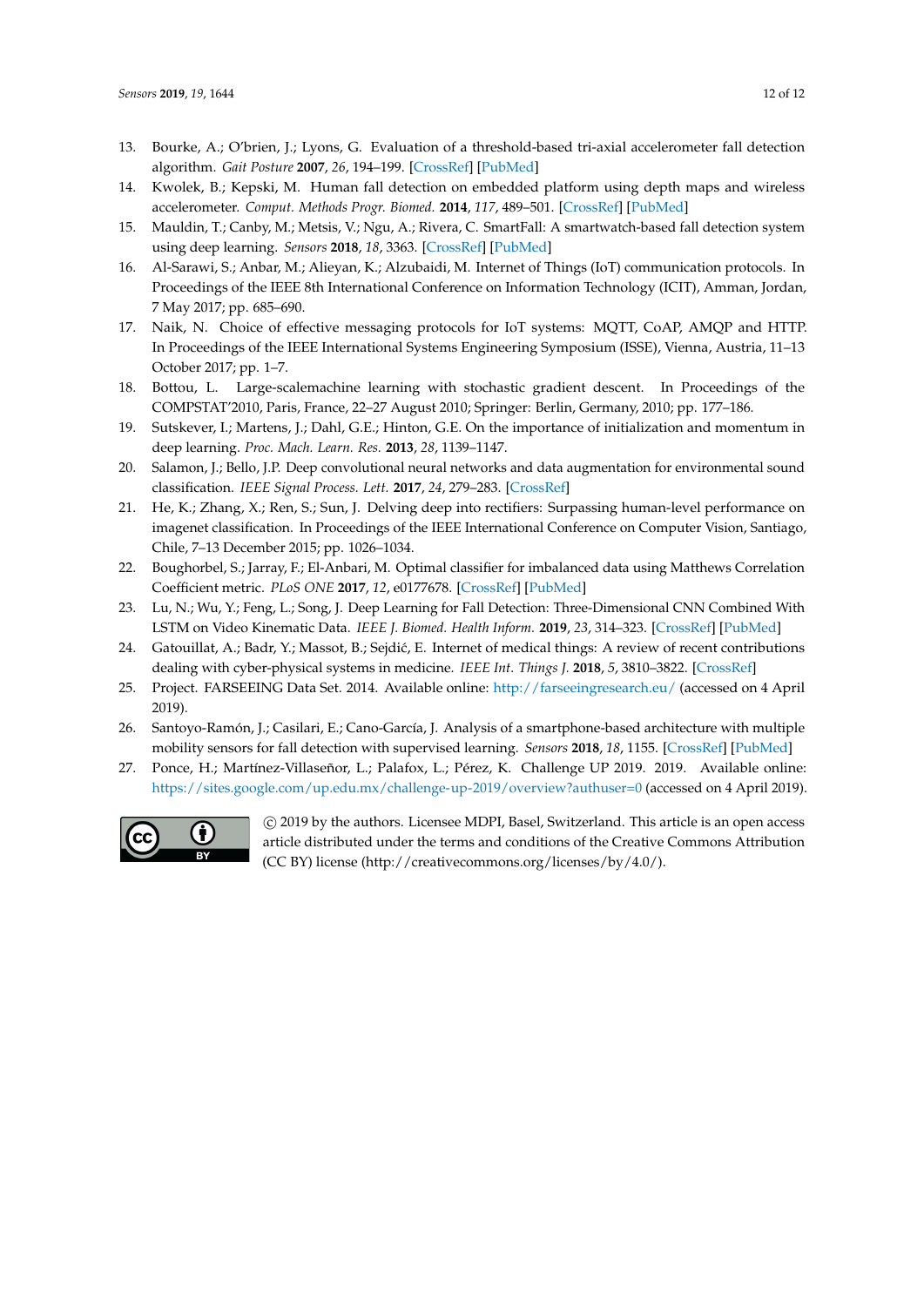13. Bourke, A.; O'brien, J.; Lyons, G. Evaluation of a threshold-based tri-axial accelerometer fall detection algorithm. *Gait Posture* **2007**, *26*, 194–199. [CrossRef] [PubMed]
14. Kwolek, B.; Kepski, M. Human fall detection on embedded platform using depth maps and wireless accelerometer. *Comput. Methods Progr. Biomed.* **2014**, *117*, 489–501. [CrossRef] [PubMed]
15. Mauldin, T.; Canby, M.; Metsis, V.; Ngu, A.; Rivera, C. SmartFall: A smartwatch-based fall detection system using deep learning. *Sensors* **2018**, *18*, 3363. [CrossRef] [PubMed]
16. Al-Sarawi, S.; Anbar, M.; Alieyan, K.; Alzubaidi, M. Internet of Things (IoT) communication protocols. In Proceedings of the IEEE 8th International Conference on Information Technology (ICIT), Amman, Jordan, 7 May 2017; pp. 685–690.
17. Naik, N. Choice of effective messaging protocols for IoT systems: MQTT, CoAP, AMQP and HTTP. In Proceedings of the IEEE International Systems Engineering Symposium (ISSE), Vienna, Austria, 11–13 October 2017; pp. 1–7.
18. Bottou, L. Large-scalemachine learning with stochastic gradient descent. In Proceedings of the COMPSTAT'2010, Paris, France, 22–27 August 2010; Springer: Berlin, Germany, 2010; pp. 177–186.
19. Sutskever, I.; Martens, J.; Dahl, G.E.; Hinton, G.E. On the importance of initialization and momentum in deep learning. *Proc. Mach. Learn. Res.* **2013**, *28*, 1139–1147.
20. Salamon, J.; Bello, J.P. Deep convolutional neural networks and data augmentation for environmental sound classification. *IEEE Signal Process. Lett.* **2017**, *24*, 279–283. [CrossRef]
21. He, K.; Zhang, X.; Ren, S.; Sun, J. Delving deep into rectifiers: Surpassing human-level performance on imagenet classification. In Proceedings of the IEEE International Conference on Computer Vision, Santiago, Chile, 7–13 December 2015; pp. 1026–1034.
22. Boughorbel, S.; Jarray, F.; El-Anbari, M. Optimal classifier for imbalanced data using Matthews Correlation Coefficient metric. *PLoS ONE* **2017**, *12*, e0177678. [CrossRef] [PubMed]
23. Lu, N.; Wu, Y.; Feng, L.; Song, J. Deep Learning for Fall Detection: Three-Dimensional CNN Combined With LSTM on Video Kinematic Data. *IEEE J. Biomed. Health Inform.* **2019**, *23*, 314–323. [CrossRef] [PubMed]
24. Gatouillat, A.; Badr, Y.; Massot, B.; Sejdić, E. Internet of medical things: A review of recent contributions dealing with cyber-physical systems in medicine. *IEEE Int. Things J.* **2018**, *5*, 3810–3822. [CrossRef]
25. Project. FARSEEING Data Set. 2014. Available online: http://farseeingresearch.eu/ (accessed on 4 April 2019).
26. Santoyo-Ramón, J.; Casilari, E.; Cano-García, J. Analysis of a smartphone-based architecture with multiple mobility sensors for fall detection with supervised learning. *Sensors* **2018**, *18*, 1155. [CrossRef] [PubMed]
27. Ponce, H.; Martínez-Villaseñor, L.; Palafox, L.; Pérez, K. Challenge UP 2019. 2019. Available online: https://sites.google.com/up.edu.mx/challenge-up-2019/overview?authuser=0 (accessed on 4 April 2019).

© 2019 by the authors. Licensee MDPI, Basel, Switzerland. This article is an open access article distributed under the terms and conditions of the Creative Commons Attribution (CC BY) license (http://creativecommons.org/licenses/by/4.0/).